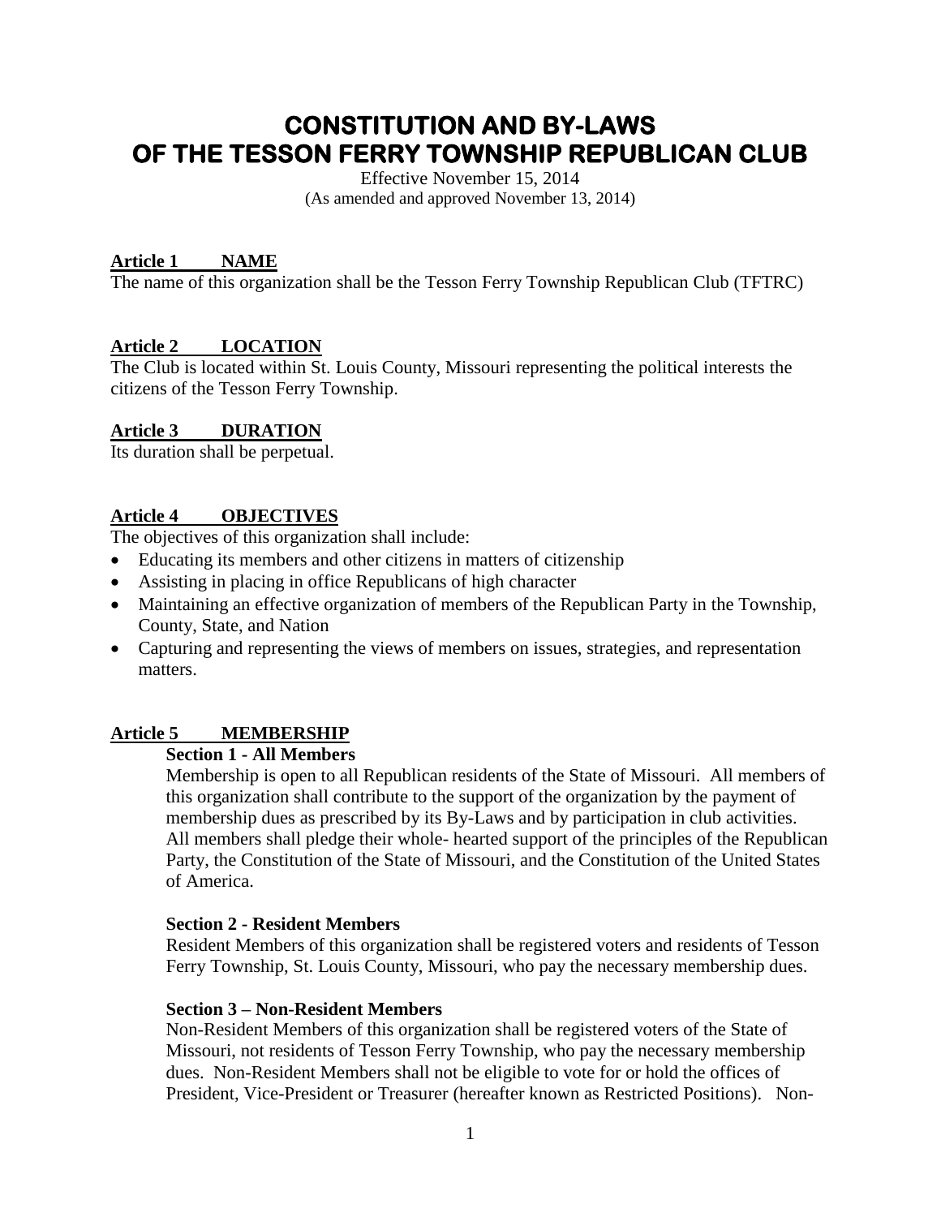# CONSTITUTION AND BY-LAWS OF THE TESSON FERRY TOWNSHIP REPUBLICAN CLUB

Effective November 15, 2014
(As amended and approved November 13, 2014)

## Article 1 NAME

The name of this organization shall be the Tesson Ferry Township Republican Club (TFTRC)

## Article 2 LOCATION

The Club is located within St. Louis County, Missouri representing the political interests the citizens of the Tesson Ferry Township.

## Article 3 DURATION

Its duration shall be perpetual.

## Article 4 OBJECTIVES

The objectives of this organization shall include:

- Educating its members and other citizens in matters of citizenship
- Assisting in placing in office Republicans of high character
- Maintaining an effective organization of members of the Republican Party in the Township, County, State, and Nation
- Capturing and representing the views of members on issues, strategies, and representation matters.

## Article 5 MEMBERSHIP

### Section 1 - All Members

Membership is open to all Republican residents of the State of Missouri. All members of this organization shall contribute to the support of the organization by the payment of membership dues as prescribed by its By-Laws and by participation in club activities. All members shall pledge their whole- hearted support of the principles of the Republican Party, the Constitution of the State of Missouri, and the Constitution of the United States of America.

### Section 2 - Resident Members

Resident Members of this organization shall be registered voters and residents of Tesson Ferry Township, St. Louis County, Missouri, who pay the necessary membership dues.

### Section 3 – Non-Resident Members

Non-Resident Members of this organization shall be registered voters of the State of Missouri, not residents of Tesson Ferry Township, who pay the necessary membership dues. Non-Resident Members shall not be eligible to vote for or hold the offices of President, Vice-President or Treasurer (hereafter known as Restricted Positions). Non-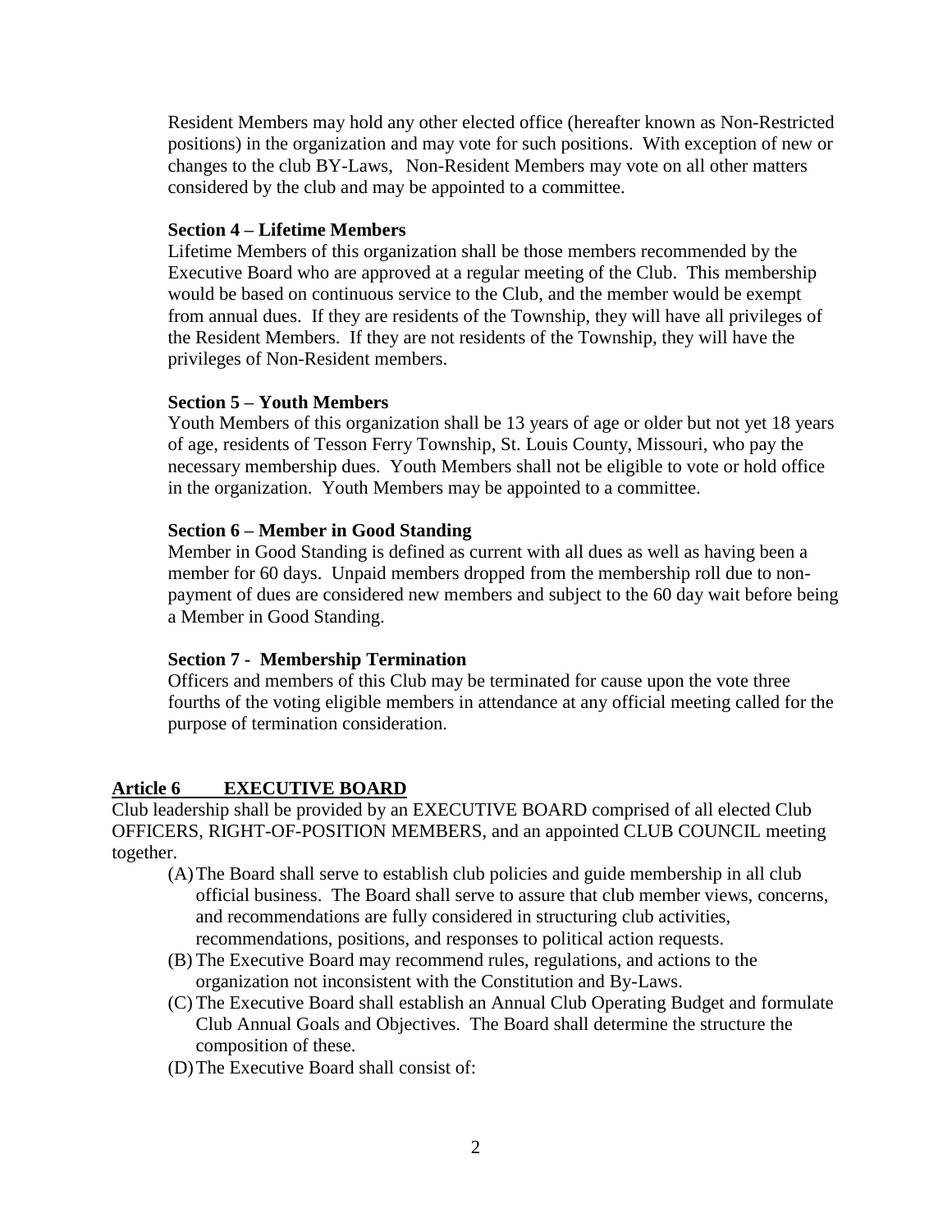Resident Members may hold any other elected office (hereafter known as Non-Restricted positions) in the organization and may vote for such positions. With exception of new or changes to the club BY-Laws, Non-Resident Members may vote on all other matters considered by the club and may be appointed to a committee.

**Section 4 – Lifetime Members**

Lifetime Members of this organization shall be those members recommended by the Executive Board who are approved at a regular meeting of the Club. This membership would be based on continuous service to the Club, and the member would be exempt from annual dues. If they are residents of the Township, they will have all privileges of the Resident Members. If they are not residents of the Township, they will have the privileges of Non-Resident members.

**Section 5 – Youth Members**

Youth Members of this organization shall be 13 years of age or older but not yet 18 years of age, residents of Tesson Ferry Township, St. Louis County, Missouri, who pay the necessary membership dues. Youth Members shall not be eligible to vote or hold office in the organization. Youth Members may be appointed to a committee.

**Section 6 – Member in Good Standing**

Member in Good Standing is defined as current with all dues as well as having been a member for 60 days. Unpaid members dropped from the membership roll due to non-payment of dues are considered new members and subject to the 60 day wait before being a Member in Good Standing.

**Section 7 - Membership Termination**

Officers and members of this Club may be terminated for cause upon the vote three fourths of the voting eligible members in attendance at any official meeting called for the purpose of termination consideration.

## Article 6 EXECUTIVE BOARD

Club leadership shall be provided by an EXECUTIVE BOARD comprised of all elected Club OFFICERS, RIGHT-OF-POSITION MEMBERS, and an appointed CLUB COUNCIL meeting together.

- (A) The Board shall serve to establish club policies and guide membership in all club official business. The Board shall serve to assure that club member views, concerns, and recommendations are fully considered in structuring club activities, recommendations, positions, and responses to political action requests.
- (B) The Executive Board may recommend rules, regulations, and actions to the organization not inconsistent with the Constitution and By-Laws.
- (C) The Executive Board shall establish an Annual Club Operating Budget and formulate Club Annual Goals and Objectives. The Board shall determine the structure the composition of these.
- (D) The Executive Board shall consist of: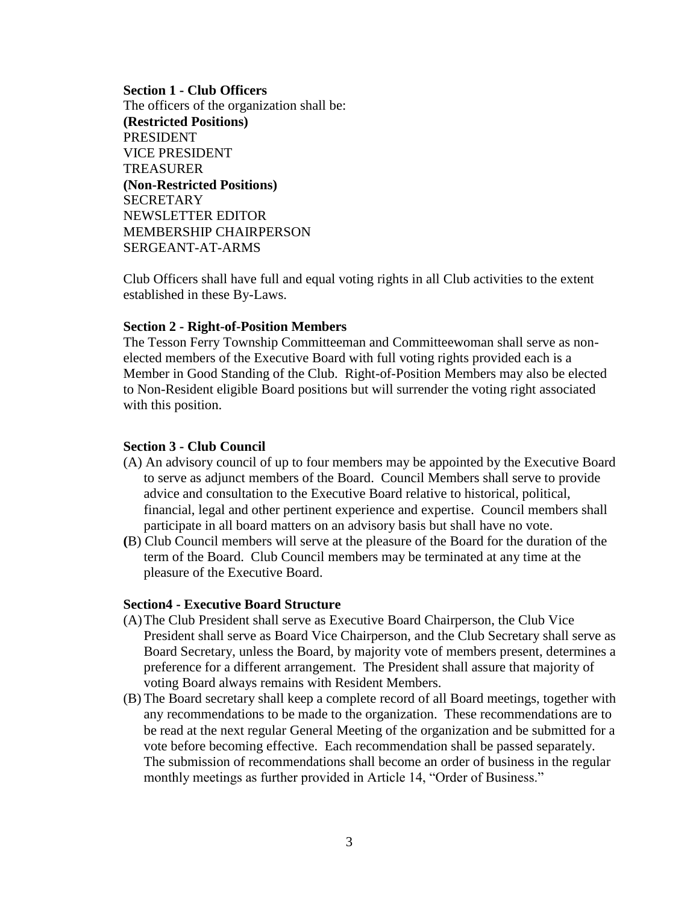**Section 1 - Club Officers**

The officers of the organization shall be:

**(Restricted Positions)**

PRESIDENT
VICE PRESIDENT
TREASURER

**(Non-Restricted Positions)**

SECRETARY
NEWSLETTER EDITOR
MEMBERSHIP CHAIRPERSON
SERGEANT-AT-ARMS

Club Officers shall have full and equal voting rights in all Club activities to the extent established in these By-Laws.

**Section 2 - Right-of-Position Members**

The Tesson Ferry Township Committeeman and Committeewoman shall serve as non-elected members of the Executive Board with full voting rights provided each is a Member in Good Standing of the Club. Right-of-Position Members may also be elected to Non-Resident eligible Board positions but will surrender the voting right associated with this position.

**Section 3 - Club Council**

(A) An advisory council of up to four members may be appointed by the Executive Board to serve as adjunct members of the Board. Council Members shall serve to provide advice and consultation to the Executive Board relative to historical, political, financial, legal and other pertinent experience and expertise. Council members shall participate in all board matters on an advisory basis but shall have no vote.

(B) Club Council members will serve at the pleasure of the Board for the duration of the term of the Board. Club Council members may be terminated at any time at the pleasure of the Executive Board.

**Section4 - Executive Board Structure**

(A) The Club President shall serve as Executive Board Chairperson, the Club Vice President shall serve as Board Vice Chairperson, and the Club Secretary shall serve as Board Secretary, unless the Board, by majority vote of members present, determines a preference for a different arrangement. The President shall assure that majority of voting Board always remains with Resident Members.

(B) The Board secretary shall keep a complete record of all Board meetings, together with any recommendations to be made to the organization. These recommendations are to be read at the next regular General Meeting of the organization and be submitted for a vote before becoming effective. Each recommendation shall be passed separately. The submission of recommendations shall become an order of business in the regular monthly meetings as further provided in Article 14, "Order of Business."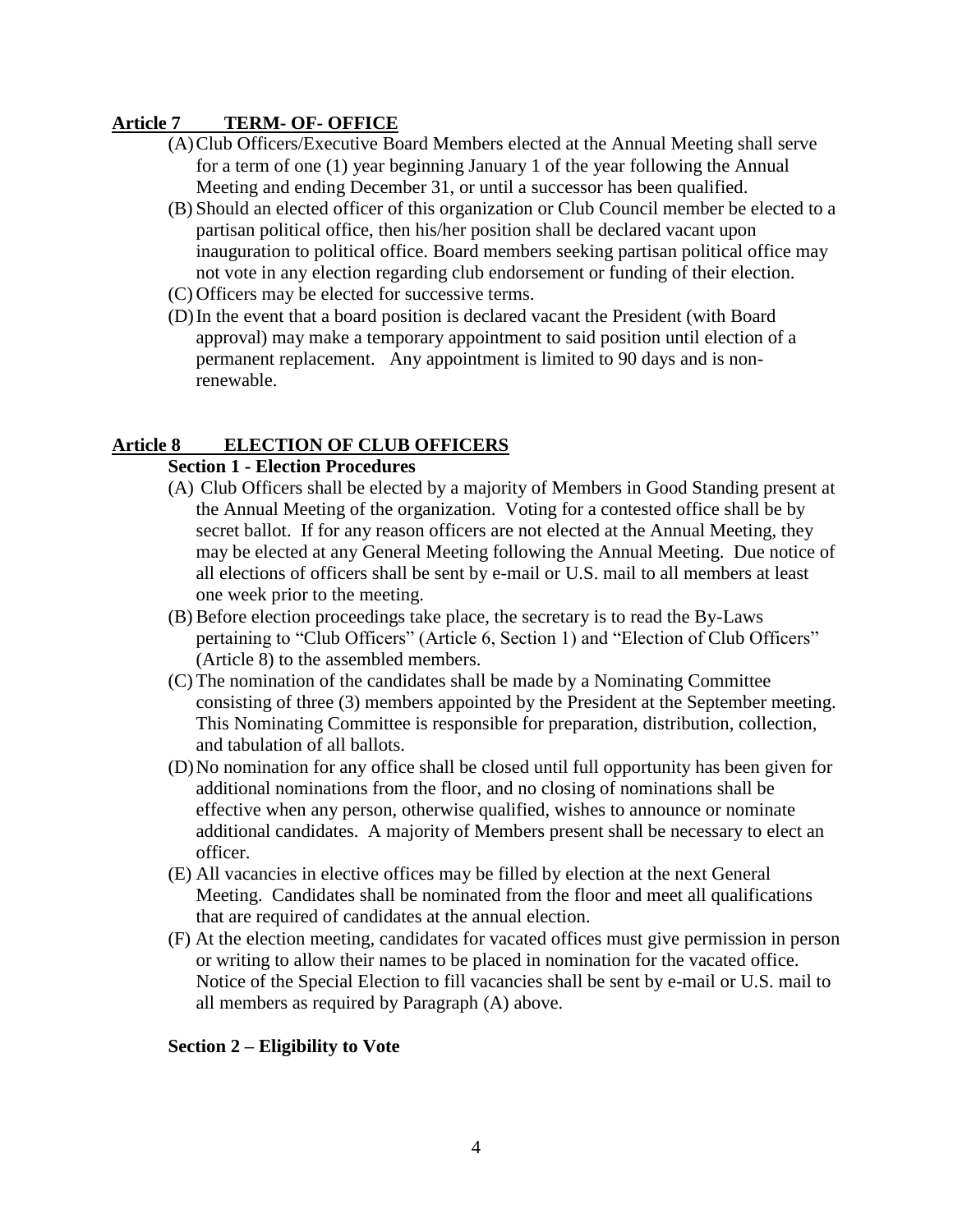## Article 7 TERM- OF- OFFICE

(A) Club Officers/Executive Board Members elected at the Annual Meeting shall serve for a term of one (1) year beginning January 1 of the year following the Annual Meeting and ending December 31, or until a successor has been qualified.

(B) Should an elected officer of this organization or Club Council member be elected to a partisan political office, then his/her position shall be declared vacant upon inauguration to political office. Board members seeking partisan political office may not vote in any election regarding club endorsement or funding of their election.

(C) Officers may be elected for successive terms.

(D) In the event that a board position is declared vacant the President (with Board approval) may make a temporary appointment to said position until election of a permanent replacement. Any appointment is limited to 90 days and is non-renewable.

## Article 8 ELECTION OF CLUB OFFICERS

### Section 1 - Election Procedures

(A) Club Officers shall be elected by a majority of Members in Good Standing present at the Annual Meeting of the organization. Voting for a contested office shall be by secret ballot. If for any reason officers are not elected at the Annual Meeting, they may be elected at any General Meeting following the Annual Meeting. Due notice of all elections of officers shall be sent by e-mail or U.S. mail to all members at least one week prior to the meeting.

(B) Before election proceedings take place, the secretary is to read the By-Laws pertaining to "Club Officers" (Article 6, Section 1) and "Election of Club Officers" (Article 8) to the assembled members.

(C) The nomination of the candidates shall be made by a Nominating Committee consisting of three (3) members appointed by the President at the September meeting. This Nominating Committee is responsible for preparation, distribution, collection, and tabulation of all ballots.

(D) No nomination for any office shall be closed until full opportunity has been given for additional nominations from the floor, and no closing of nominations shall be effective when any person, otherwise qualified, wishes to announce or nominate additional candidates. A majority of Members present shall be necessary to elect an officer.

(E) All vacancies in elective offices may be filled by election at the next General Meeting. Candidates shall be nominated from the floor and meet all qualifications that are required of candidates at the annual election.

(F) At the election meeting, candidates for vacated offices must give permission in person or writing to allow their names to be placed in nomination for the vacated office. Notice of the Special Election to fill vacancies shall be sent by e-mail or U.S. mail to all members as required by Paragraph (A) above.

### Section 2 – Eligibility to Vote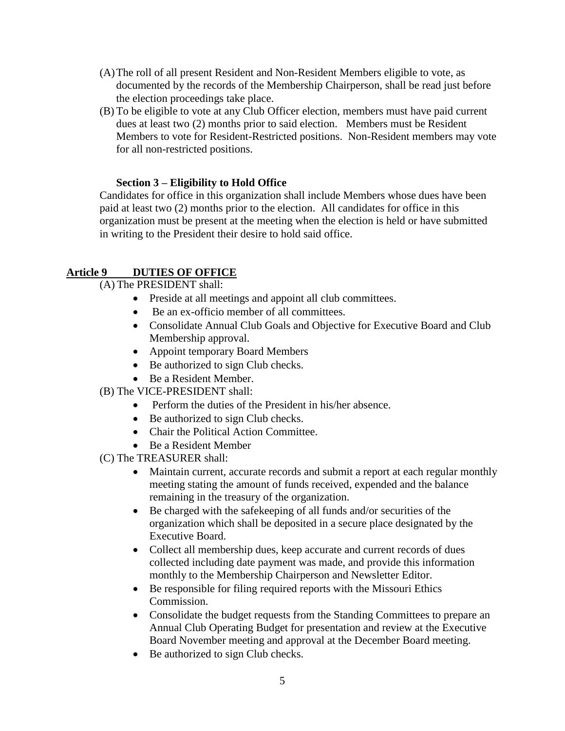(A) The roll of all present Resident and Non-Resident Members eligible to vote, as documented by the records of the Membership Chairperson, shall be read just before the election proceedings take place.

(B) To be eligible to vote at any Club Officer election, members must have paid current dues at least two (2) months prior to said election. Members must be Resident Members to vote for Resident-Restricted positions. Non-Resident members may vote for all non-restricted positions.

### Section 3 – Eligibility to Hold Office

Candidates for office in this organization shall include Members whose dues have been paid at least two (2) months prior to the election. All candidates for office in this organization must be present at the meeting when the election is held or have submitted in writing to the President their desire to hold said office.

## Article 9 DUTIES OF OFFICE

(A) The PRESIDENT shall:

- Preside at all meetings and appoint all club committees.
- Be an ex-officio member of all committees.
- Consolidate Annual Club Goals and Objective for Executive Board and Club Membership approval.
- Appoint temporary Board Members
- Be authorized to sign Club checks.
- Be a Resident Member.

(B) The VICE-PRESIDENT shall:

- Perform the duties of the President in his/her absence.
- Be authorized to sign Club checks.
- Chair the Political Action Committee.
- Be a Resident Member

(C) The TREASURER shall:

- Maintain current, accurate records and submit a report at each regular monthly meeting stating the amount of funds received, expended and the balance remaining in the treasury of the organization.
- Be charged with the safekeeping of all funds and/or securities of the organization which shall be deposited in a secure place designated by the Executive Board.
- Collect all membership dues, keep accurate and current records of dues collected including date payment was made, and provide this information monthly to the Membership Chairperson and Newsletter Editor.
- Be responsible for filing required reports with the Missouri Ethics Commission.
- Consolidate the budget requests from the Standing Committees to prepare an Annual Club Operating Budget for presentation and review at the Executive Board November meeting and approval at the December Board meeting.
- Be authorized to sign Club checks.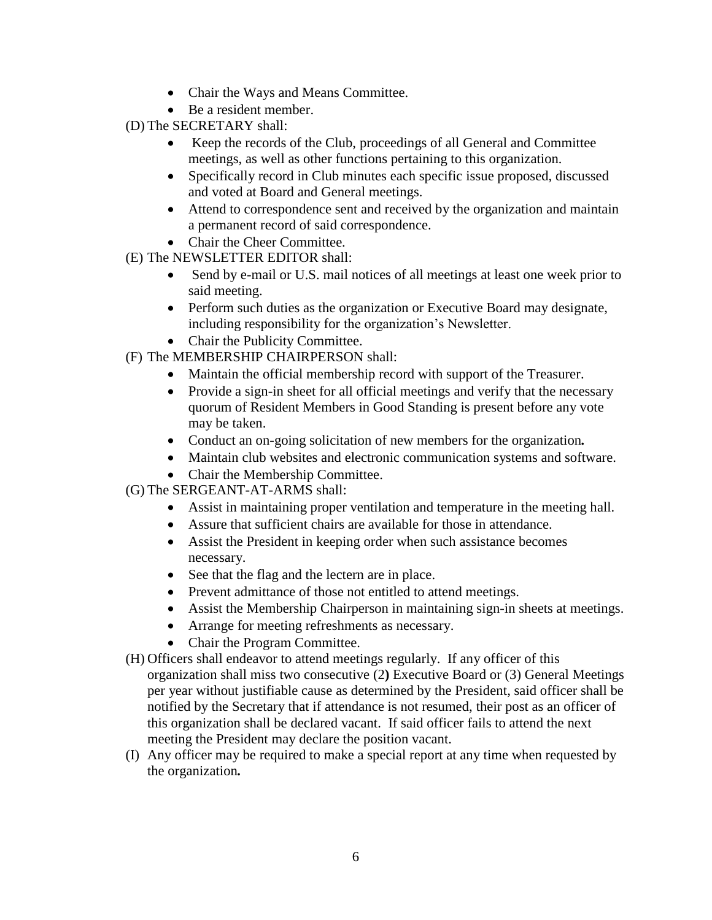- Chair the Ways and Means Committee.
- Be a resident member.

(D) The SECRETARY shall:

- Keep the records of the Club, proceedings of all General and Committee meetings, as well as other functions pertaining to this organization.
- Specifically record in Club minutes each specific issue proposed, discussed and voted at Board and General meetings.
- Attend to correspondence sent and received by the organization and maintain a permanent record of said correspondence.
- Chair the Cheer Committee.

(E) The NEWSLETTER EDITOR shall:

- Send by e-mail or U.S. mail notices of all meetings at least one week prior to said meeting.
- Perform such duties as the organization or Executive Board may designate, including responsibility for the organization's Newsletter.
- Chair the Publicity Committee.

(F) The MEMBERSHIP CHAIRPERSON shall:

- Maintain the official membership record with support of the Treasurer.
- Provide a sign-in sheet for all official meetings and verify that the necessary quorum of Resident Members in Good Standing is present before any vote may be taken.
- Conduct an on-going solicitation of new members for the organization**.**
- Maintain club websites and electronic communication systems and software.
- Chair the Membership Committee.

(G) The SERGEANT-AT-ARMS shall:

- Assist in maintaining proper ventilation and temperature in the meeting hall.
- Assure that sufficient chairs are available for those in attendance.
- Assist the President in keeping order when such assistance becomes necessary.
- See that the flag and the lectern are in place.
- Prevent admittance of those not entitled to attend meetings.
- Assist the Membership Chairperson in maintaining sign-in sheets at meetings.
- Arrange for meeting refreshments as necessary.
- Chair the Program Committee.

(H) Officers shall endeavor to attend meetings regularly. If any officer of this organization shall miss two consecutive (2**)** Executive Board or (3) General Meetings per year without justifiable cause as determined by the President, said officer shall be notified by the Secretary that if attendance is not resumed, their post as an officer of this organization shall be declared vacant. If said officer fails to attend the next meeting the President may declare the position vacant.

(I) Any officer may be required to make a special report at any time when requested by the organization**.**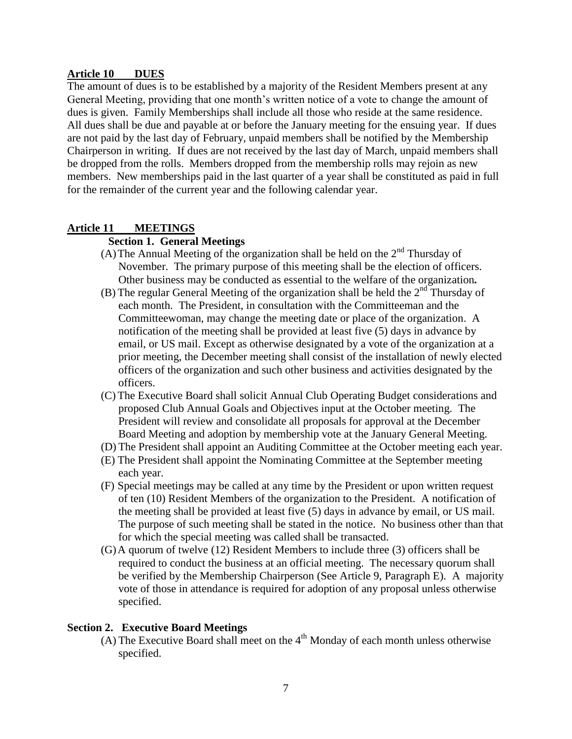## Article 10 DUES

The amount of dues is to be established by a majority of the Resident Members present at any General Meeting, providing that one month's written notice of a vote to change the amount of dues is given. Family Memberships shall include all those who reside at the same residence. All dues shall be due and payable at or before the January meeting for the ensuing year. If dues are not paid by the last day of February, unpaid members shall be notified by the Membership Chairperson in writing. If dues are not received by the last day of March, unpaid members shall be dropped from the rolls. Members dropped from the membership rolls may rejoin as new members. New memberships paid in the last quarter of a year shall be constituted as paid in full for the remainder of the current year and the following calendar year.

## Article 11 MEETINGS

### Section 1. General Meetings

(A) The Annual Meeting of the organization shall be held on the 2nd Thursday of November. The primary purpose of this meeting shall be the election of officers. Other business may be conducted as essential to the welfare of the organization**.**

(B) The regular General Meeting of the organization shall be held the 2nd Thursday of each month. The President, in consultation with the Committeeman and the Committeewoman, may change the meeting date or place of the organization. A notification of the meeting shall be provided at least five (5) days in advance by email, or US mail. Except as otherwise designated by a vote of the organization at a prior meeting, the December meeting shall consist of the installation of newly elected officers of the organization and such other business and activities designated by the officers.

(C) The Executive Board shall solicit Annual Club Operating Budget considerations and proposed Club Annual Goals and Objectives input at the October meeting. The President will review and consolidate all proposals for approval at the December Board Meeting and adoption by membership vote at the January General Meeting.

(D) The President shall appoint an Auditing Committee at the October meeting each year.

(E) The President shall appoint the Nominating Committee at the September meeting each year.

(F) Special meetings may be called at any time by the President or upon written request of ten (10) Resident Members of the organization to the President. A notification of the meeting shall be provided at least five (5) days in advance by email, or US mail. The purpose of such meeting shall be stated in the notice. No business other than that for which the special meeting was called shall be transacted.

(G) A quorum of twelve (12) Resident Members to include three (3) officers shall be required to conduct the business at an official meeting. The necessary quorum shall be verified by the Membership Chairperson (See Article 9, Paragraph E). A majority vote of those in attendance is required for adoption of any proposal unless otherwise specified.

### Section 2. Executive Board Meetings

(A) The Executive Board shall meet on the 4th Monday of each month unless otherwise specified.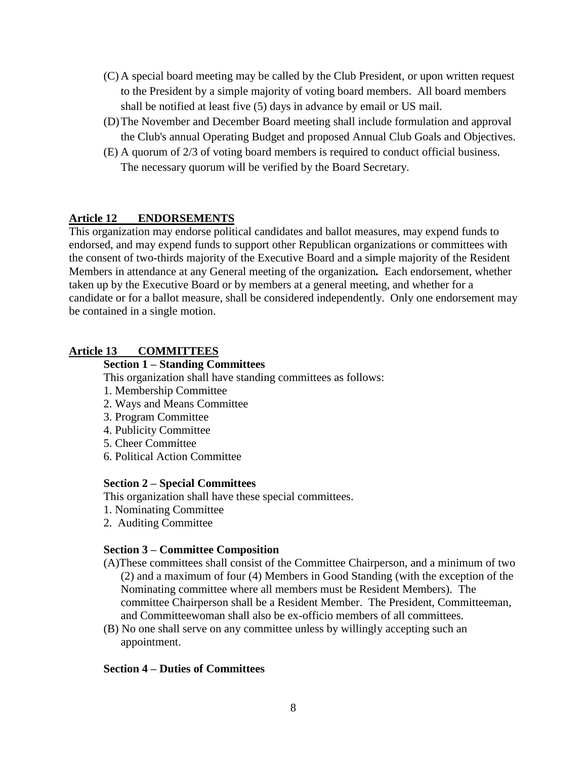(C) A special board meeting may be called by the Club President, or upon written request to the President by a simple majority of voting board members. All board members shall be notified at least five (5) days in advance by email or US mail.

(D) The November and December Board meeting shall include formulation and approval the Club's annual Operating Budget and proposed Annual Club Goals and Objectives.

(E) A quorum of 2/3 of voting board members is required to conduct official business. The necessary quorum will be verified by the Board Secretary.

## Article 12 ENDORSEMENTS

This organization may endorse political candidates and ballot measures, may expend funds to endorsed, and may expend funds to support other Republican organizations or committees with the consent of two-thirds majority of the Executive Board and a simple majority of the Resident Members in attendance at any General meeting of the organization**.** Each endorsement, whether taken up by the Executive Board or by members at a general meeting, and whether for a candidate or for a ballot measure, shall be considered independently. Only one endorsement may be contained in a single motion.

## Article 13 COMMITTEES

### Section 1 – Standing Committees

This organization shall have standing committees as follows:

1. Membership Committee
2. Ways and Means Committee
3. Program Committee
4. Publicity Committee
5. Cheer Committee
6. Political Action Committee

### Section 2 – Special Committees

This organization shall have these special committees.

1. Nominating Committee
2. Auditing Committee

### Section 3 – Committee Composition

(A) These committees shall consist of the Committee Chairperson, and a minimum of two (2) and a maximum of four (4) Members in Good Standing (with the exception of the Nominating committee where all members must be Resident Members). The committee Chairperson shall be a Resident Member. The President, Committeeman, and Committeewoman shall also be ex-officio members of all committees.

(B) No one shall serve on any committee unless by willingly accepting such an appointment.

### Section 4 – Duties of Committees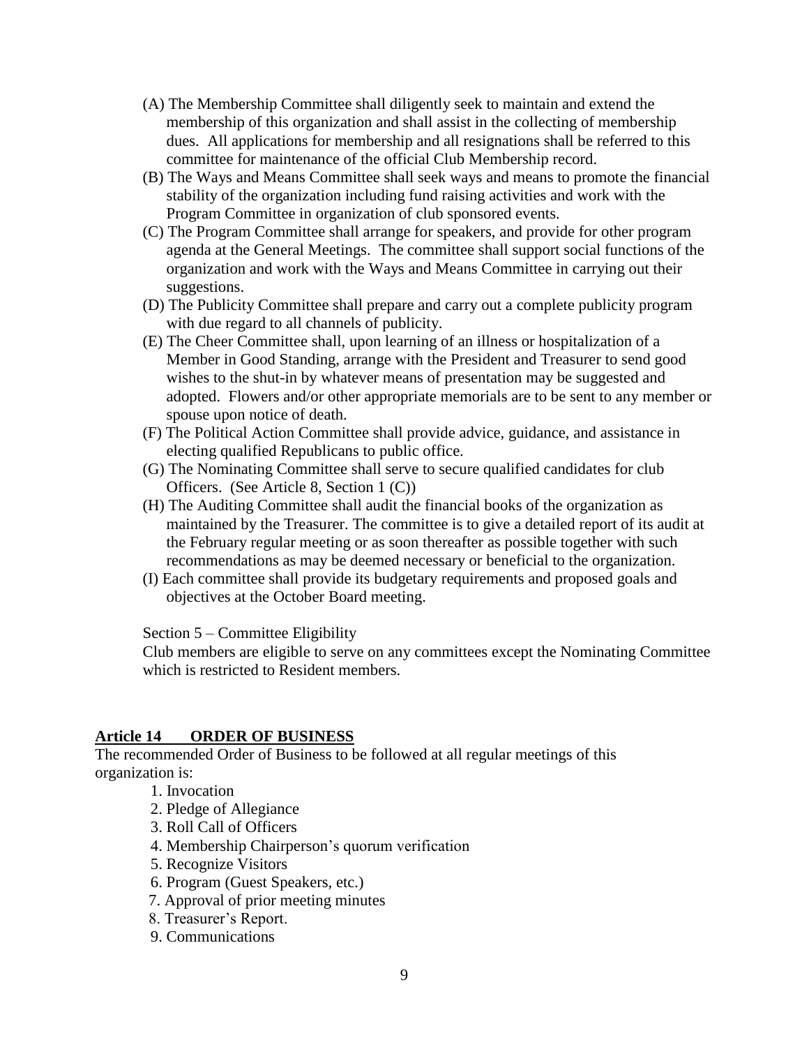(A) The Membership Committee shall diligently seek to maintain and extend the membership of this organization and shall assist in the collecting of membership dues. All applications for membership and all resignations shall be referred to this committee for maintenance of the official Club Membership record.

(B) The Ways and Means Committee shall seek ways and means to promote the financial stability of the organization including fund raising activities and work with the Program Committee in organization of club sponsored events.

(C) The Program Committee shall arrange for speakers, and provide for other program agenda at the General Meetings. The committee shall support social functions of the organization and work with the Ways and Means Committee in carrying out their suggestions.

(D) The Publicity Committee shall prepare and carry out a complete publicity program with due regard to all channels of publicity.

(E) The Cheer Committee shall, upon learning of an illness or hospitalization of a Member in Good Standing, arrange with the President and Treasurer to send good wishes to the shut-in by whatever means of presentation may be suggested and adopted. Flowers and/or other appropriate memorials are to be sent to any member or spouse upon notice of death.

(F) The Political Action Committee shall provide advice, guidance, and assistance in electing qualified Republicans to public office.

(G) The Nominating Committee shall serve to secure qualified candidates for club Officers. (See Article 8, Section 1 (C))

(H) The Auditing Committee shall audit the financial books of the organization as maintained by the Treasurer. The committee is to give a detailed report of its audit at the February regular meeting or as soon thereafter as possible together with such recommendations as may be deemed necessary or beneficial to the organization.

(I) Each committee shall provide its budgetary requirements and proposed goals and objectives at the October Board meeting.

Section 5 – Committee Eligibility

Club members are eligible to serve on any committees except the Nominating Committee which is restricted to Resident members.

## Article 14 ORDER OF BUSINESS

The recommended Order of Business to be followed at all regular meetings of this organization is:

1. Invocation
2. Pledge of Allegiance
3. Roll Call of Officers
4. Membership Chairperson's quorum verification
5. Recognize Visitors
6. Program (Guest Speakers, etc.)
7. Approval of prior meeting minutes
8. Treasurer's Report.
9. Communications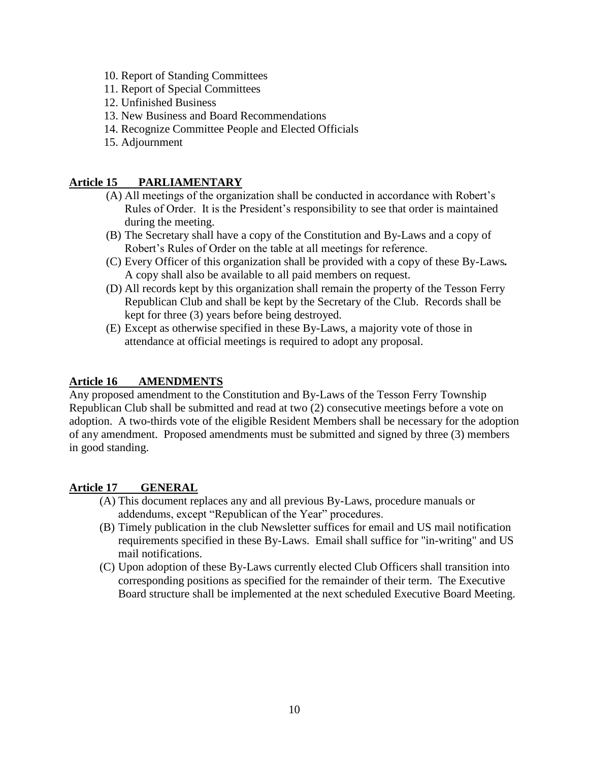10. Report of Standing Committees
11. Report of Special Committees
12. Unfinished Business
13. New Business and Board Recommendations
14. Recognize Committee People and Elected Officials
15. Adjournment

## Article 15 PARLIAMENTARY

(A) All meetings of the organization shall be conducted in accordance with Robert's Rules of Order. It is the President's responsibility to see that order is maintained during the meeting.

(B) The Secretary shall have a copy of the Constitution and By-Laws and a copy of Robert's Rules of Order on the table at all meetings for reference.

(C) Every Officer of this organization shall be provided with a copy of these By-Laws**.** A copy shall also be available to all paid members on request.

(D) All records kept by this organization shall remain the property of the Tesson Ferry Republican Club and shall be kept by the Secretary of the Club. Records shall be kept for three (3) years before being destroyed.

(E) Except as otherwise specified in these By-Laws, a majority vote of those in attendance at official meetings is required to adopt any proposal.

## Article 16 AMENDMENTS

Any proposed amendment to the Constitution and By-Laws of the Tesson Ferry Township Republican Club shall be submitted and read at two (2) consecutive meetings before a vote on adoption. A two-thirds vote of the eligible Resident Members shall be necessary for the adoption of any amendment. Proposed amendments must be submitted and signed by three (3) members in good standing.

## Article 17 GENERAL

(A) This document replaces any and all previous By-Laws, procedure manuals or addendums, except "Republican of the Year" procedures.

(B) Timely publication in the club Newsletter suffices for email and US mail notification requirements specified in these By-Laws. Email shall suffice for "in-writing" and US mail notifications.

(C) Upon adoption of these By-Laws currently elected Club Officers shall transition into corresponding positions as specified for the remainder of their term. The Executive Board structure shall be implemented at the next scheduled Executive Board Meeting.